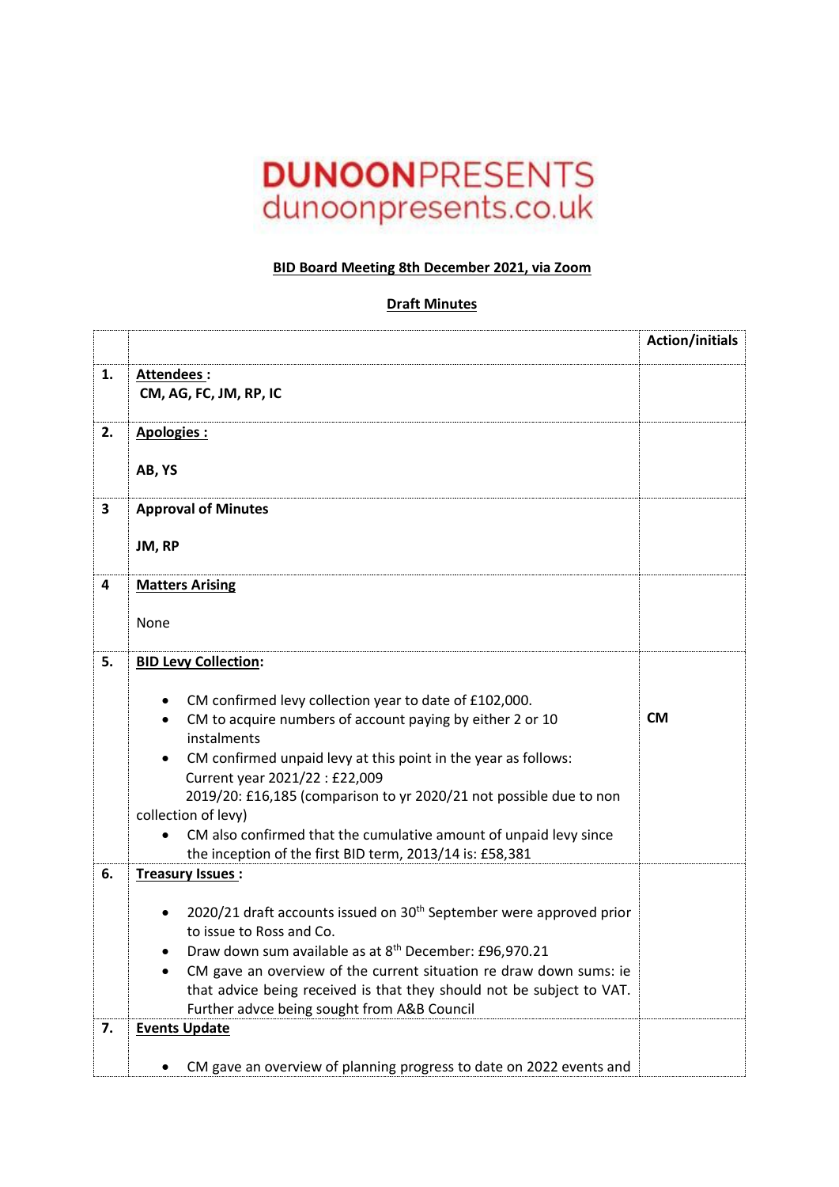**DUNOON**PRESENTS
dunoonpresents.co.uk

**BID Board Meeting 8th December 2021, via Zoom**

**Draft Minutes**

| | | Action/initials |
|---|---|---|
| **1.** | **Attendees :**<br>**CM, AG, FC, JM, RP, IC** | |
| **2.** | **Apologies :**<br><br>**AB, YS** | |
| **3** | **Approval of Minutes**<br><br>**JM, RP** | |
| **4** | **Matters Arising**<br><br>None | |
| **5.** | **BID Levy Collection:**<br><br>• CM confirmed levy collection year to date of £102,000.<br>• CM to acquire numbers of account paying by either 2 or 10 instalments<br>• CM confirmed unpaid levy at this point in the year as follows:<br>Current year 2021/22 : £22,009<br>2019/20: £16,185 (comparison to yr 2020/21 not possible due to non collection of levy)<br>• CM also confirmed that the cumulative amount of unpaid levy since the inception of the first BID term, 2013/14 is: £58,381 | **CM** |
| **6.** | **Treasury Issues :**<br><br>• 2020/21 draft accounts issued on 30th September were approved prior to issue to Ross and Co.<br>• Draw down sum available as at 8th December: £96,970.21<br>• CM gave an overview of the current situation re draw down sums: ie that advice being received is that they should not be subject to VAT. Further advce being sought from A&B Council | |
| **7.** | **Events Update**<br><br>• CM gave an overview of planning progress to date on 2022 events and | |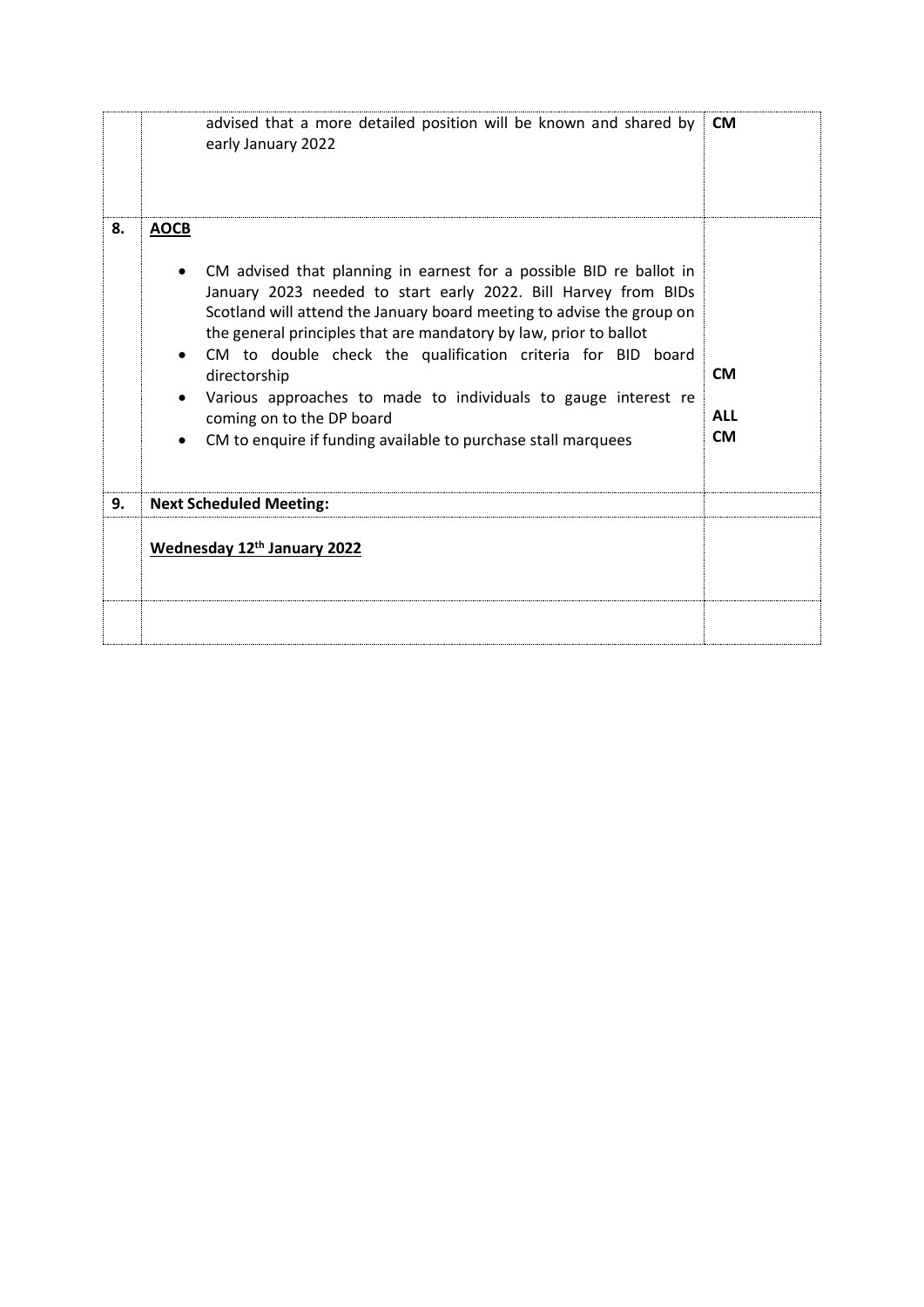| | | |
|---|---|---|
| | advised that a more detailed position will be known and shared by early January 2022 | **CM** |
| **8.** | **AOCB**<br><br>• CM advised that planning in earnest for a possible BID re ballot in January 2023 needed to start early 2022. Bill Harvey from BIDs Scotland will attend the January board meeting to advise the group on the general principles that are mandatory by law, prior to ballot<br>• CM to double check the qualification criteria for BID board directorship<br>• Various approaches to made to individuals to gauge interest re coming on to the DP board<br>• CM to enquire if funding available to purchase stall marquees | **CM**<br><br>**ALL**<br>**CM** |
| **9.** | **Next Scheduled Meeting:** | |
| | **Wednesday 12th January 2022** | |
| | | |